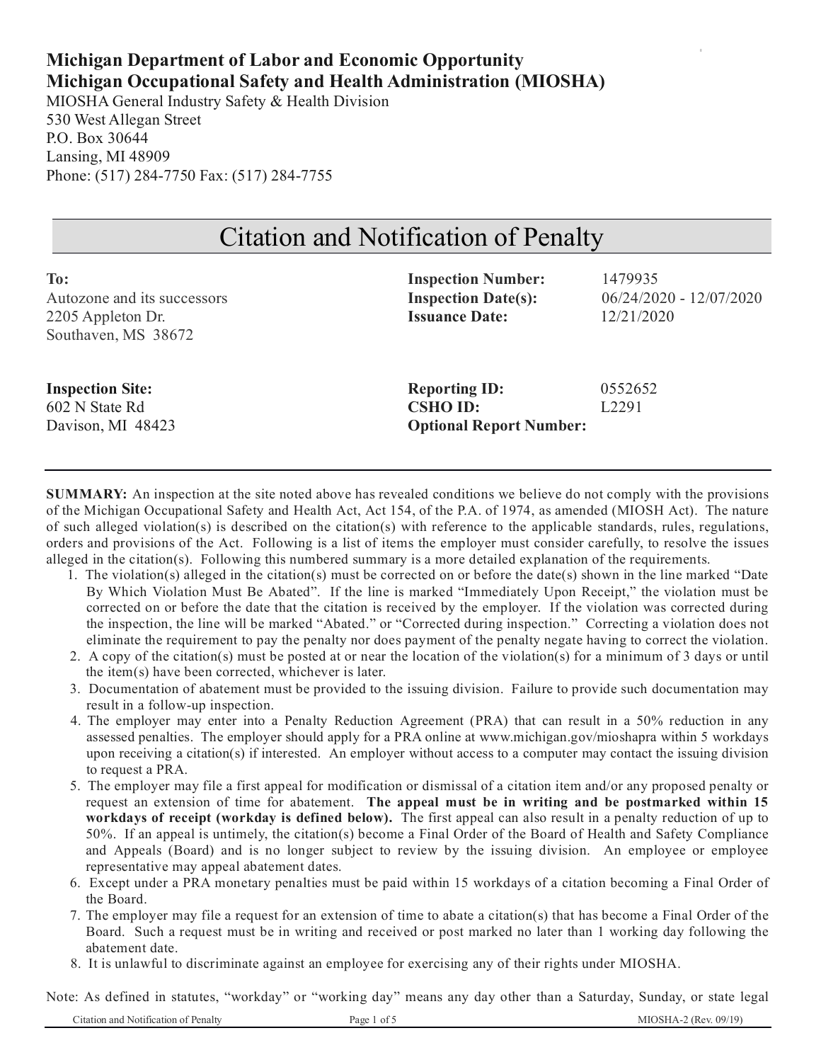**Michigan Department of Labor and Economic Opportunity**
**Michigan Occupational Safety and Health Administration (MIOSHA)**

MIOSHA General Industry Safety & Health Division
530 West Allegan Street
P.O. Box 30644
Lansing, MI 48909
Phone: (517) 284-7750 Fax: (517) 284-7755

# Citation and Notification of Penalty

**To:**
Autozone and its successors
2205 Appleton Dr.
Southaven, MS 38672

**Inspection Number:** 1479935
**Inspection Date(s):** 06/24/2020 - 12/07/2020
**Issuance Date:** 12/21/2020

**Inspection Site:**
602 N State Rd
Davison, MI 48423

**Reporting ID:** 0552652
**CSHO ID:** L2291
**Optional Report Number:**

---

**SUMMARY:** An inspection at the site noted above has revealed conditions we believe do not comply with the provisions of the Michigan Occupational Safety and Health Act, Act 154, of the P.A. of 1974, as amended (MIOSH Act). The nature of such alleged violation(s) is described on the citation(s) with reference to the applicable standards, rules, regulations, orders and provisions of the Act. Following is a list of items the employer must consider carefully, to resolve the issues alleged in the citation(s). Following this numbered summary is a more detailed explanation of the requirements.

1. The violation(s) alleged in the citation(s) must be corrected on or before the date(s) shown in the line marked "Date By Which Violation Must Be Abated". If the line is marked "Immediately Upon Receipt," the violation must be corrected on or before the date that the citation is received by the employer. If the violation was corrected during the inspection, the line will be marked "Abated." or "Corrected during inspection." Correcting a violation does not eliminate the requirement to pay the penalty nor does payment of the penalty negate having to correct the violation.
2. A copy of the citation(s) must be posted at or near the location of the violation(s) for a minimum of 3 days or until the item(s) have been corrected, whichever is later.
3. Documentation of abatement must be provided to the issuing division. Failure to provide such documentation may result in a follow-up inspection.
4. The employer may enter into a Penalty Reduction Agreement (PRA) that can result in a 50% reduction in any assessed penalties. The employer should apply for a PRA online at www.michigan.gov/mioshapra within 5 workdays upon receiving a citation(s) if interested. An employer without access to a computer may contact the issuing division to request a PRA.
5. The employer may file a first appeal for modification or dismissal of a citation item and/or any proposed penalty or request an extension of time for abatement. **The appeal must be in writing and be postmarked within 15 workdays of receipt (workday is defined below).** The first appeal can also result in a penalty reduction of up to 50%. If an appeal is untimely, the citation(s) become a Final Order of the Board of Health and Safety Compliance and Appeals (Board) and is no longer subject to review by the issuing division. An employee or employee representative may appeal abatement dates.
6. Except under a PRA monetary penalties must be paid within 15 workdays of a citation becoming a Final Order of the Board.
7. The employer may file a request for an extension of time to abate a citation(s) that has become a Final Order of the Board. Such a request must be in writing and received or post marked no later than 1 working day following the abatement date.
8. It is unlawful to discriminate against an employee for exercising any of their rights under MIOSHA.

Note: As defined in statutes, "workday" or "working day" means any day other than a Saturday, Sunday, or state legal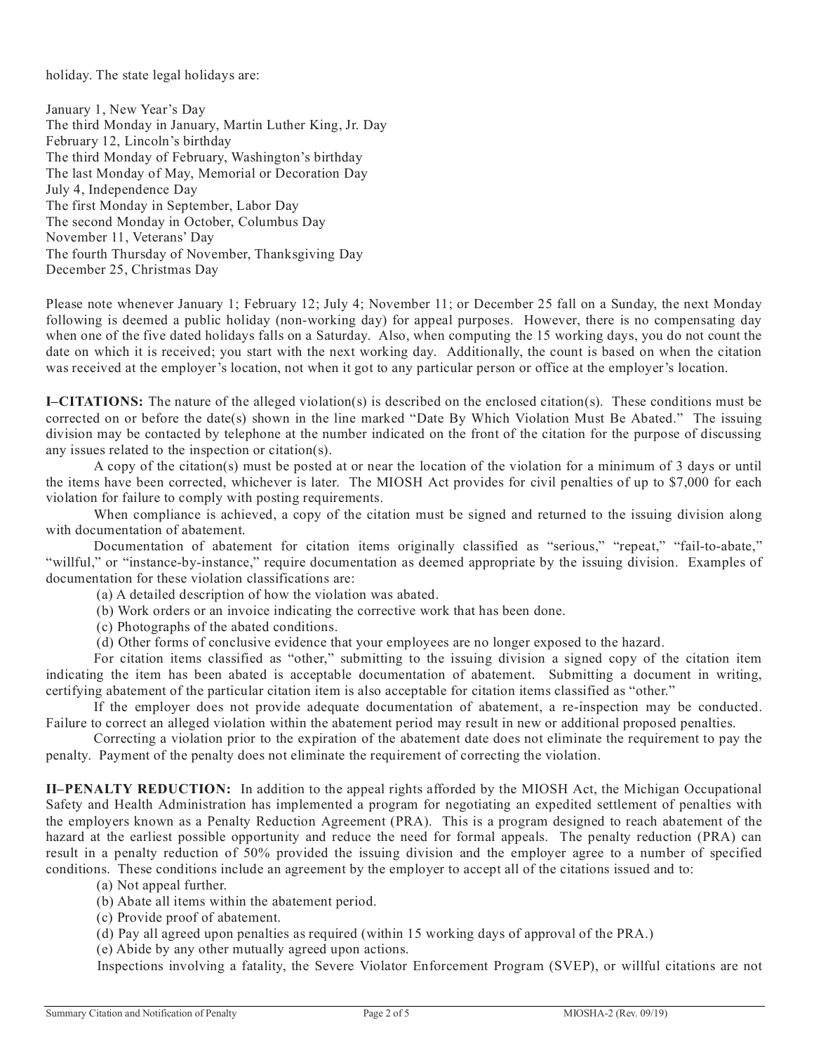holiday. The state legal holidays are:

January 1, New Year's Day
The third Monday in January, Martin Luther King, Jr. Day
February 12, Lincoln's birthday
The third Monday of February, Washington's birthday
The last Monday of May, Memorial or Decoration Day
July 4, Independence Day
The first Monday in September, Labor Day
The second Monday in October, Columbus Day
November 11, Veterans' Day
The fourth Thursday of November, Thanksgiving Day
December 25, Christmas Day

Please note whenever January 1; February 12; July 4; November 11; or December 25 fall on a Sunday, the next Monday following is deemed a public holiday (non-working day) for appeal purposes. However, there is no compensating day when one of the five dated holidays falls on a Saturday. Also, when computing the 15 working days, you do not count the date on which it is received; you start with the next working day. Additionally, the count is based on when the citation was received at the employer's location, not when it got to any particular person or office at the employer's location.

**I–CITATIONS:** The nature of the alleged violation(s) is described on the enclosed citation(s). These conditions must be corrected on or before the date(s) shown in the line marked "Date By Which Violation Must Be Abated." The issuing division may be contacted by telephone at the number indicated on the front of the citation for the purpose of discussing any issues related to the inspection or citation(s).

A copy of the citation(s) must be posted at or near the location of the violation for a minimum of 3 days or until the items have been corrected, whichever is later. The MIOSH Act provides for civil penalties of up to $7,000 for each violation for failure to comply with posting requirements.

When compliance is achieved, a copy of the citation must be signed and returned to the issuing division along with documentation of abatement.

Documentation of abatement for citation items originally classified as "serious," "repeat," "fail-to-abate," "willful," or "instance-by-instance," require documentation as deemed appropriate by the issuing division. Examples of documentation for these violation classifications are:

(a) A detailed description of how the violation was abated.
(b) Work orders or an invoice indicating the corrective work that has been done.
(c) Photographs of the abated conditions.
(d) Other forms of conclusive evidence that your employees are no longer exposed to the hazard.

For citation items classified as "other," submitting to the issuing division a signed copy of the citation item indicating the item has been abated is acceptable documentation of abatement. Submitting a document in writing, certifying abatement of the particular citation item is also acceptable for citation items classified as "other."

If the employer does not provide adequate documentation of abatement, a re-inspection may be conducted. Failure to correct an alleged violation within the abatement period may result in new or additional proposed penalties.

Correcting a violation prior to the expiration of the abatement date does not eliminate the requirement to pay the penalty. Payment of the penalty does not eliminate the requirement of correcting the violation.

**II–PENALTY REDUCTION:** In addition to the appeal rights afforded by the MIOSH Act, the Michigan Occupational Safety and Health Administration has implemented a program for negotiating an expedited settlement of penalties with the employers known as a Penalty Reduction Agreement (PRA). This is a program designed to reach abatement of the hazard at the earliest possible opportunity and reduce the need for formal appeals. The penalty reduction (PRA) can result in a penalty reduction of 50% provided the issuing division and the employer agree to a number of specified conditions. These conditions include an agreement by the employer to accept all of the citations issued and to:

(a) Not appeal further.
(b) Abate all items within the abatement period.
(c) Provide proof of abatement.
(d) Pay all agreed upon penalties as required (within 15 working days of approval of the PRA.)
(e) Abide by any other mutually agreed upon actions.

Inspections involving a fatality, the Severe Violator Enforcement Program (SVEP), or willful citations are not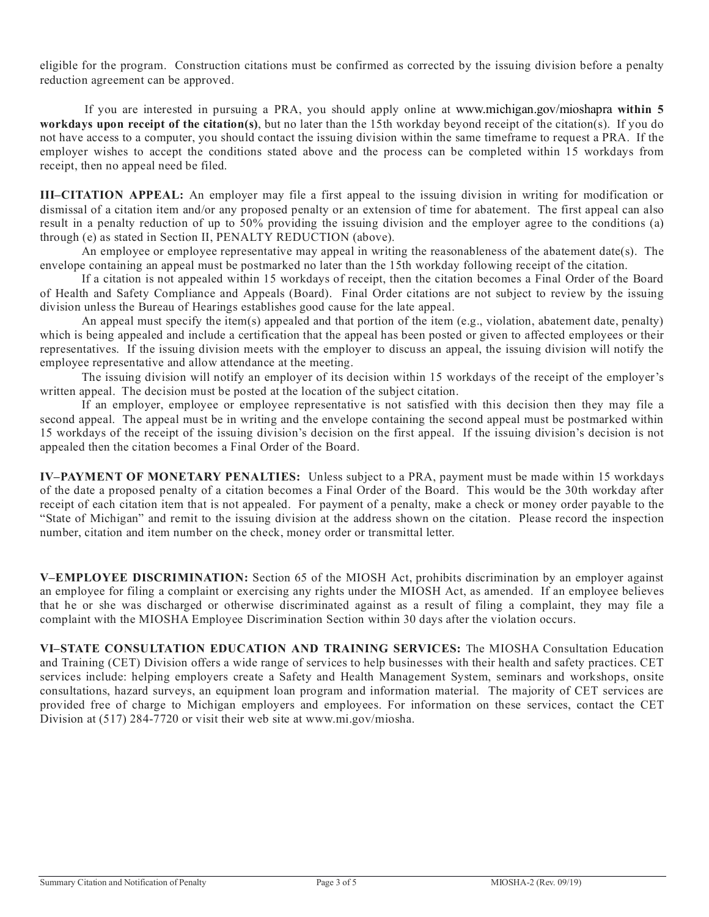eligible for the program. Construction citations must be confirmed as corrected by the issuing division before a penalty reduction agreement can be approved.

If you are interested in pursuing a PRA, you should apply online at www.michigan.gov/mioshapra **within 5 workdays upon receipt of the citation(s)**, but no later than the 15th workday beyond receipt of the citation(s). If you do not have access to a computer, you should contact the issuing division within the same timeframe to request a PRA. If the employer wishes to accept the conditions stated above and the process can be completed within 15 workdays from receipt, then no appeal need be filed.

**III–CITATION APPEAL:** An employer may file a first appeal to the issuing division in writing for modification or dismissal of a citation item and/or any proposed penalty or an extension of time for abatement. The first appeal can also result in a penalty reduction of up to 50% providing the issuing division and the employer agree to the conditions (a) through (e) as stated in Section II, PENALTY REDUCTION (above).

An employee or employee representative may appeal in writing the reasonableness of the abatement date(s). The envelope containing an appeal must be postmarked no later than the 15th workday following receipt of the citation.

If a citation is not appealed within 15 workdays of receipt, then the citation becomes a Final Order of the Board of Health and Safety Compliance and Appeals (Board). Final Order citations are not subject to review by the issuing division unless the Bureau of Hearings establishes good cause for the late appeal.

An appeal must specify the item(s) appealed and that portion of the item (e.g., violation, abatement date, penalty) which is being appealed and include a certification that the appeal has been posted or given to affected employees or their representatives. If the issuing division meets with the employer to discuss an appeal, the issuing division will notify the employee representative and allow attendance at the meeting.

The issuing division will notify an employer of its decision within 15 workdays of the receipt of the employer's written appeal. The decision must be posted at the location of the subject citation.

If an employer, employee or employee representative is not satisfied with this decision then they may file a second appeal. The appeal must be in writing and the envelope containing the second appeal must be postmarked within 15 workdays of the receipt of the issuing division's decision on the first appeal. If the issuing division's decision is not appealed then the citation becomes a Final Order of the Board.

**IV–PAYMENT OF MONETARY PENALTIES:** Unless subject to a PRA, payment must be made within 15 workdays of the date a proposed penalty of a citation becomes a Final Order of the Board. This would be the 30th workday after receipt of each citation item that is not appealed. For payment of a penalty, make a check or money order payable to the "State of Michigan" and remit to the issuing division at the address shown on the citation. Please record the inspection number, citation and item number on the check, money order or transmittal letter.

**V–EMPLOYEE DISCRIMINATION:** Section 65 of the MIOSH Act, prohibits discrimination by an employer against an employee for filing a complaint or exercising any rights under the MIOSH Act, as amended. If an employee believes that he or she was discharged or otherwise discriminated against as a result of filing a complaint, they may file a complaint with the MIOSHA Employee Discrimination Section within 30 days after the violation occurs.

**VI–STATE CONSULTATION EDUCATION AND TRAINING SERVICES:** The MIOSHA Consultation Education and Training (CET) Division offers a wide range of services to help businesses with their health and safety practices. CET services include: helping employers create a Safety and Health Management System, seminars and workshops, onsite consultations, hazard surveys, an equipment loan program and information material. The majority of CET services are provided free of charge to Michigan employers and employees. For information on these services, contact the CET Division at (517) 284-7720 or visit their web site at www.mi.gov/miosha.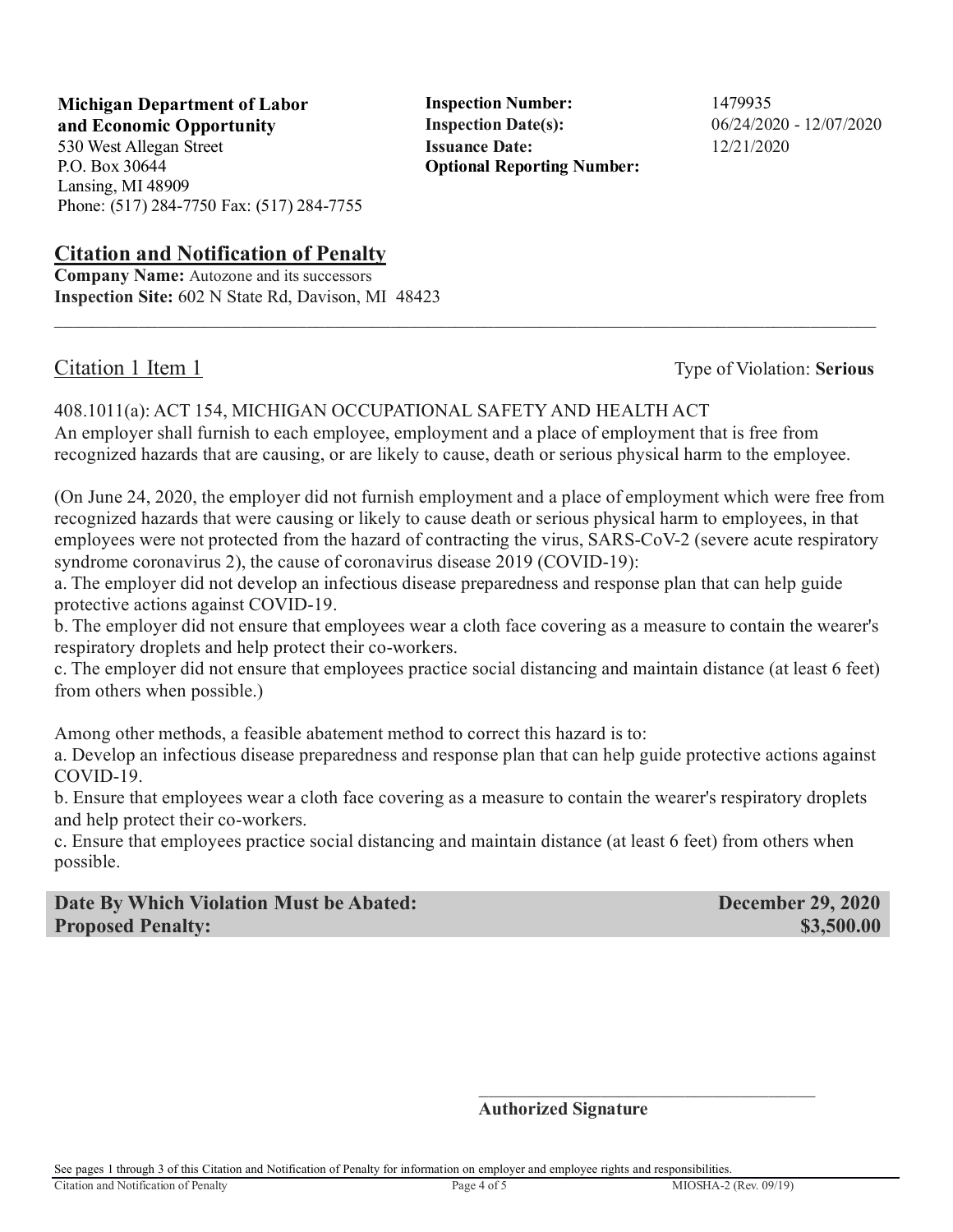**Michigan Department of Labor and Economic Opportunity**
530 West Allegan Street
P.O. Box 30644
Lansing, MI 48909
Phone: (517) 284-7750 Fax: (517) 284-7755

**Inspection Number:** 1479935
**Inspection Date(s):** 06/24/2020 - 12/07/2020
**Issuance Date:** 12/21/2020
**Optional Reporting Number:**

## Citation and Notification of Penalty

**Company Name:** Autozone and its successors
**Inspection Site:** 602 N State Rd, Davison, MI 48423

---

### Citation 1 Item 1

Type of Violation: **Serious**

408.1011(a): ACT 154, MICHIGAN OCCUPATIONAL SAFETY AND HEALTH ACT
An employer shall furnish to each employee, employment and a place of employment that is free from recognized hazards that are causing, or are likely to cause, death or serious physical harm to the employee.

(On June 24, 2020, the employer did not furnish employment and a place of employment which were free from recognized hazards that were causing or likely to cause death or serious physical harm to employees, in that employees were not protected from the hazard of contracting the virus, SARS-CoV-2 (severe acute respiratory syndrome coronavirus 2), the cause of coronavirus disease 2019 (COVID-19):
a. The employer did not develop an infectious disease preparedness and response plan that can help guide protective actions against COVID-19.
b. The employer did not ensure that employees wear a cloth face covering as a measure to contain the wearer's respiratory droplets and help protect their co-workers.
c. The employer did not ensure that employees practice social distancing and maintain distance (at least 6 feet) from others when possible.)

Among other methods, a feasible abatement method to correct this hazard is to:
a. Develop an infectious disease preparedness and response plan that can help guide protective actions against COVID-19.
b. Ensure that employees wear a cloth face covering as a measure to contain the wearer's respiratory droplets and help protect their co-workers.
c. Ensure that employees practice social distancing and maintain distance (at least 6 feet) from others when possible.

| | |
|---|---|
| **Date By Which Violation Must be Abated:** | **December 29, 2020** |
| **Proposed Penalty:** | **$3,500.00** |

\_\_\_\_\_\_\_\_\_\_\_\_\_\_\_\_\_\_\_\_\_\_\_\_\_\_\_\_\_\_\_\_\_\_\_\_\_\_
**Authorized Signature**

See pages 1 through 3 of this Citation and Notification of Penalty for information on employer and employee rights and responsibilities.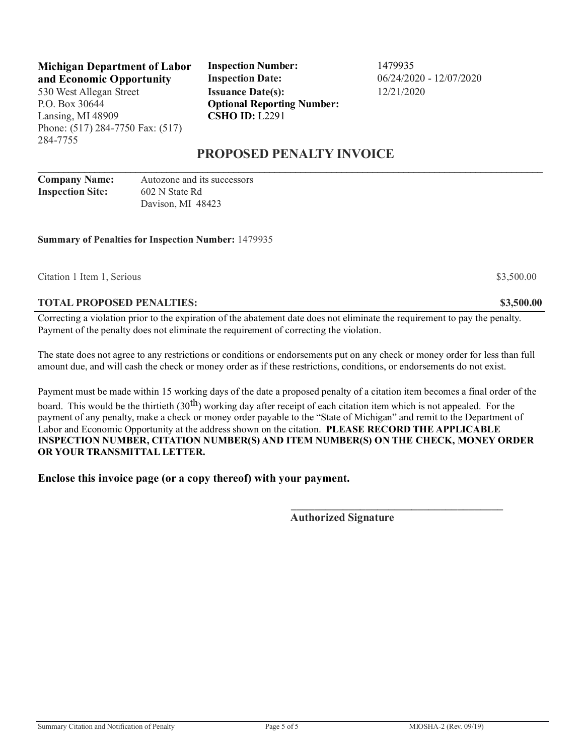**Michigan Department of Labor and Economic Opportunity**
530 West Allegan Street
P.O. Box 30644
Lansing, MI 48909
Phone: (517) 284-7750 Fax: (517) 284-7755

**Inspection Number:** 1479935
**Inspection Date:** 06/24/2020 - 12/07/2020
**Issuance Date(s):** 12/21/2020
**Optional Reporting Number:**
**CSHO ID:** L2291

# PROPOSED PENALTY INVOICE

**Company Name:** Autozone and its successors
**Inspection Site:** 602 N State Rd
Davison, MI 48423

**Summary of Penalties for Inspection Number:** 1479935

| | |
|---|---|
| Citation 1 Item 1, Serious | $3,500.00 |
| **TOTAL PROPOSED PENALTIES:** | **$3,500.00** |

Correcting a violation prior to the expiration of the abatement date does not eliminate the requirement to pay the penalty. Payment of the penalty does not eliminate the requirement of correcting the violation.

The state does not agree to any restrictions or conditions or endorsements put on any check or money order for less than full amount due, and will cash the check or money order as if these restrictions, conditions, or endorsements do not exist.

Payment must be made within 15 working days of the date a proposed penalty of a citation item becomes a final order of the board. This would be the thirtieth (30th) working day after receipt of each citation item which is not appealed. For the payment of any penalty, make a check or money order payable to the "State of Michigan" and remit to the Department of Labor and Economic Opportunity at the address shown on the citation. **PLEASE RECORD THE APPLICABLE INSPECTION NUMBER, CITATION NUMBER(S) AND ITEM NUMBER(S) ON THE CHECK, MONEY ORDER OR YOUR TRANSMITTAL LETTER.**

**Enclose this invoice page (or a copy thereof) with your payment.**

\_\_\_\_\_\_\_\_\_\_\_\_\_\_\_\_\_\_\_\_\_\_\_\_\_\_\_\_\_\_\_\_\_\_\_\_\_\_\_\_
**Authorized Signature**